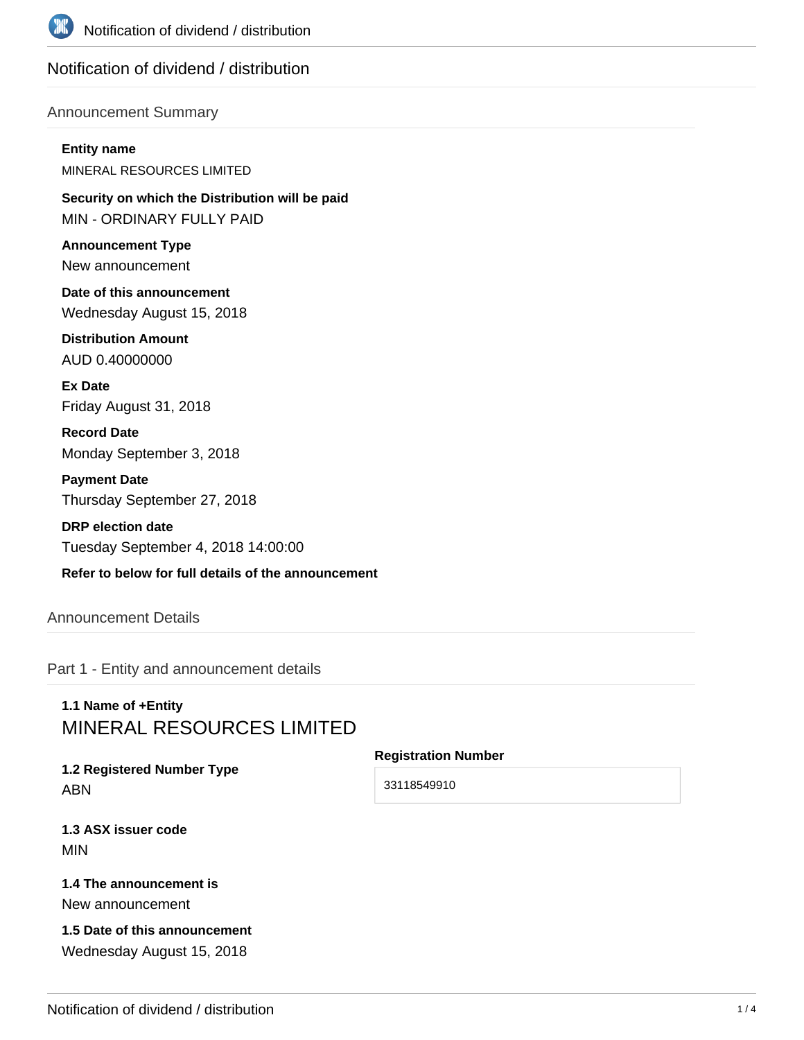# Notification of dividend / distribution

## Announcement Summary

**Entity name**
MINERAL RESOURCES LIMITED

**Security on which the Distribution will be paid**
MIN - ORDINARY FULLY PAID

**Announcement Type**
New announcement

**Date of this announcement**
Wednesday August 15, 2018

**Distribution Amount**
AUD 0.40000000

**Ex Date**
Friday August 31, 2018

**Record Date**
Monday September 3, 2018

**Payment Date**
Thursday September 27, 2018

**DRP election date**
Tuesday September 4, 2018 14:00:00

**Refer to below for full details of the announcement**

## Announcement Details

## Part 1 - Entity and announcement details

**1.1 Name of +Entity**
MINERAL RESOURCES LIMITED

**1.2 Registered Number Type**
ABN

**Registration Number**
33118549910

**1.3 ASX issuer code**
MIN

**1.4 The announcement is**
New announcement

**1.5 Date of this announcement**
Wednesday August 15, 2018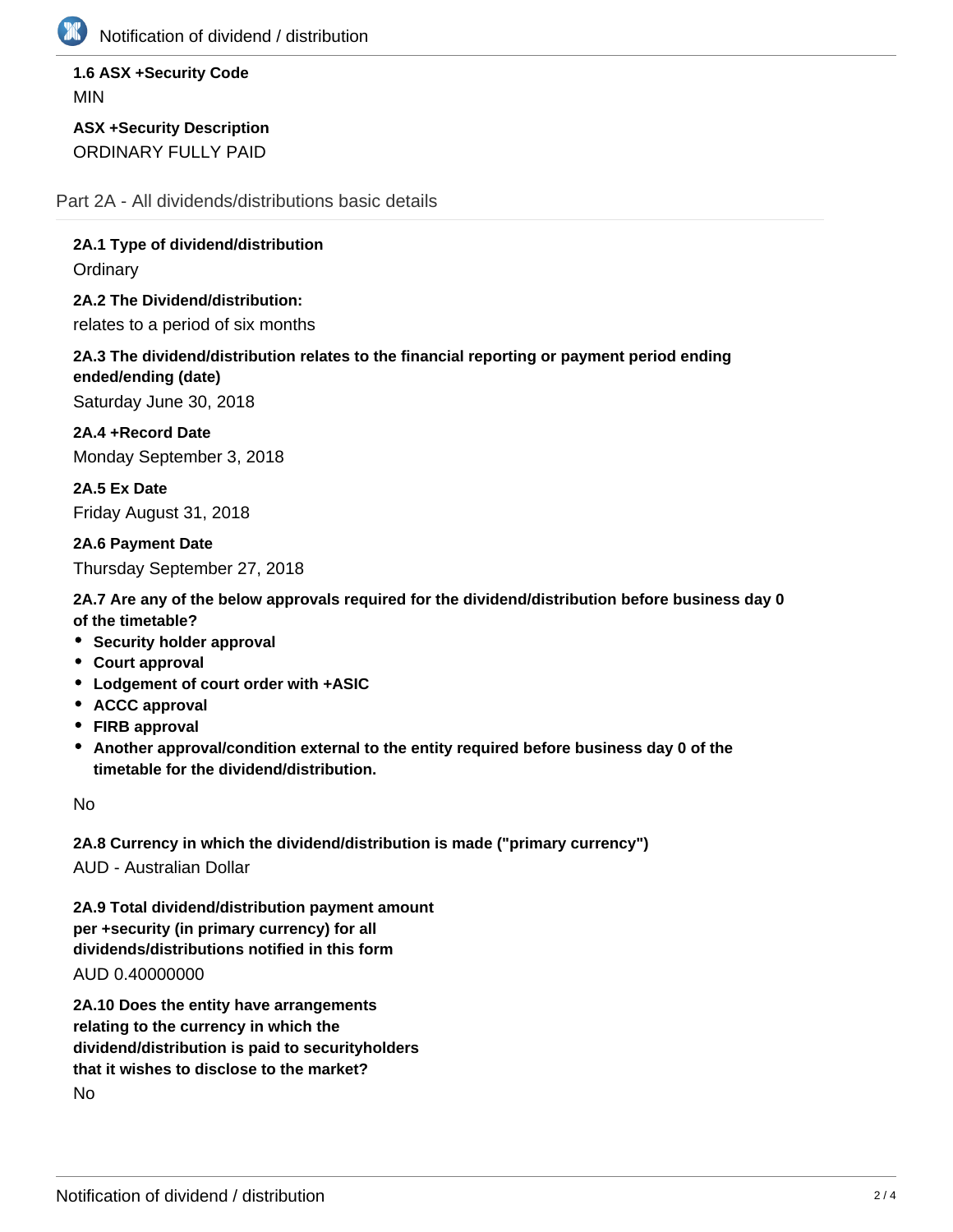**1.6 ASX +Security Code**

MIN

**ASX +Security Description**

ORDINARY FULLY PAID

## Part 2A - All dividends/distributions basic details

**2A.1 Type of dividend/distribution**

Ordinary

**2A.2 The Dividend/distribution:**

relates to a period of six months

**2A.3 The dividend/distribution relates to the financial reporting or payment period ending ended/ending (date)**

Saturday June 30, 2018

**2A.4 +Record Date**

Monday September 3, 2018

**2A.5 Ex Date**

Friday August 31, 2018

**2A.6 Payment Date**

Thursday September 27, 2018

**2A.7 Are any of the below approvals required for the dividend/distribution before business day 0 of the timetable?**

- **Security holder approval**
- **Court approval**
- **Lodgement of court order with +ASIC**
- **ACCC approval**
- **FIRB approval**
- **Another approval/condition external to the entity required before business day 0 of the timetable for the dividend/distribution.**

No

**2A.8 Currency in which the dividend/distribution is made ("primary currency")**

AUD - Australian Dollar

**2A.9 Total dividend/distribution payment amount per +security (in primary currency) for all dividends/distributions notified in this form**

AUD 0.40000000

**2A.10 Does the entity have arrangements relating to the currency in which the dividend/distribution is paid to securityholders that it wishes to disclose to the market?**

No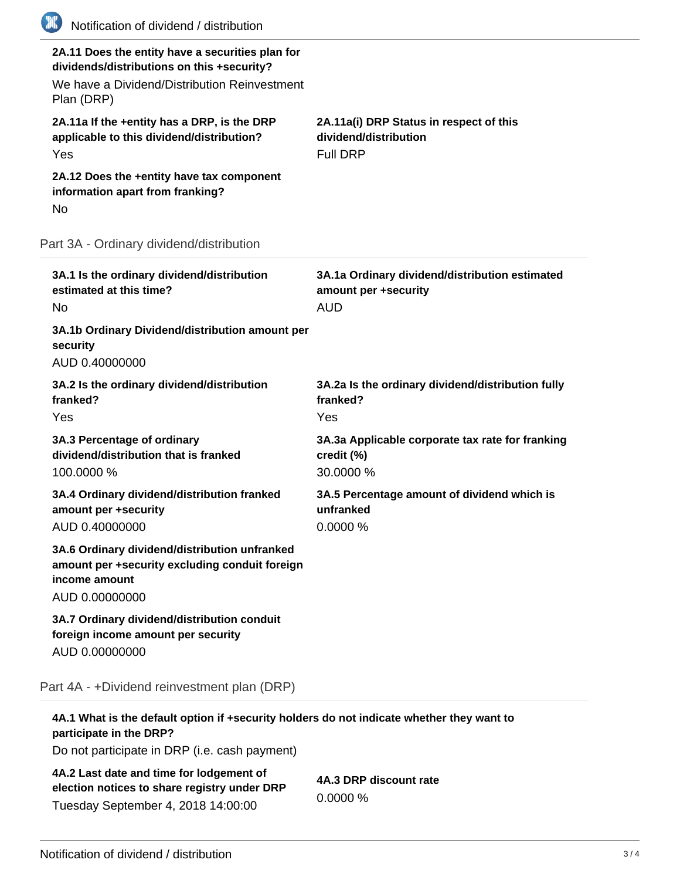**2A.11 Does the entity have a securities plan for dividends/distributions on this +security?**

We have a Dividend/Distribution Reinvestment Plan (DRP)

**2A.11a If the +entity has a DRP, is the DRP applicable to this dividend/distribution?**

Yes

**2A.11a(i) DRP Status in respect of this dividend/distribution**

Full DRP

**2A.12 Does the +entity have tax component information apart from franking?**

No

## Part 3A - Ordinary dividend/distribution

**3A.1 Is the ordinary dividend/distribution estimated at this time?**

No

**3A.1a Ordinary dividend/distribution estimated amount per +security**

AUD

**3A.1b Ordinary Dividend/distribution amount per security**

AUD 0.40000000

**3A.2 Is the ordinary dividend/distribution franked?**

Yes

**3A.2a Is the ordinary dividend/distribution fully franked?**

Yes

**3A.3 Percentage of ordinary dividend/distribution that is franked**

100.0000 %

**3A.3a Applicable corporate tax rate for franking credit (%)**

30.0000 %

**3A.4 Ordinary dividend/distribution franked amount per +security**

AUD 0.40000000

**3A.5 Percentage amount of dividend which is unfranked**

0.0000 %

**3A.6 Ordinary dividend/distribution unfranked amount per +security excluding conduit foreign income amount**

AUD 0.00000000

**3A.7 Ordinary dividend/distribution conduit foreign income amount per security**

AUD 0.00000000

## Part 4A - +Dividend reinvestment plan (DRP)

**4A.1 What is the default option if +security holders do not indicate whether they want to participate in the DRP?**

Do not participate in DRP (i.e. cash payment)

**4A.2 Last date and time for lodgement of election notices to share registry under DRP**

Tuesday September 4, 2018 14:00:00

**4A.3 DRP discount rate**

0.0000 %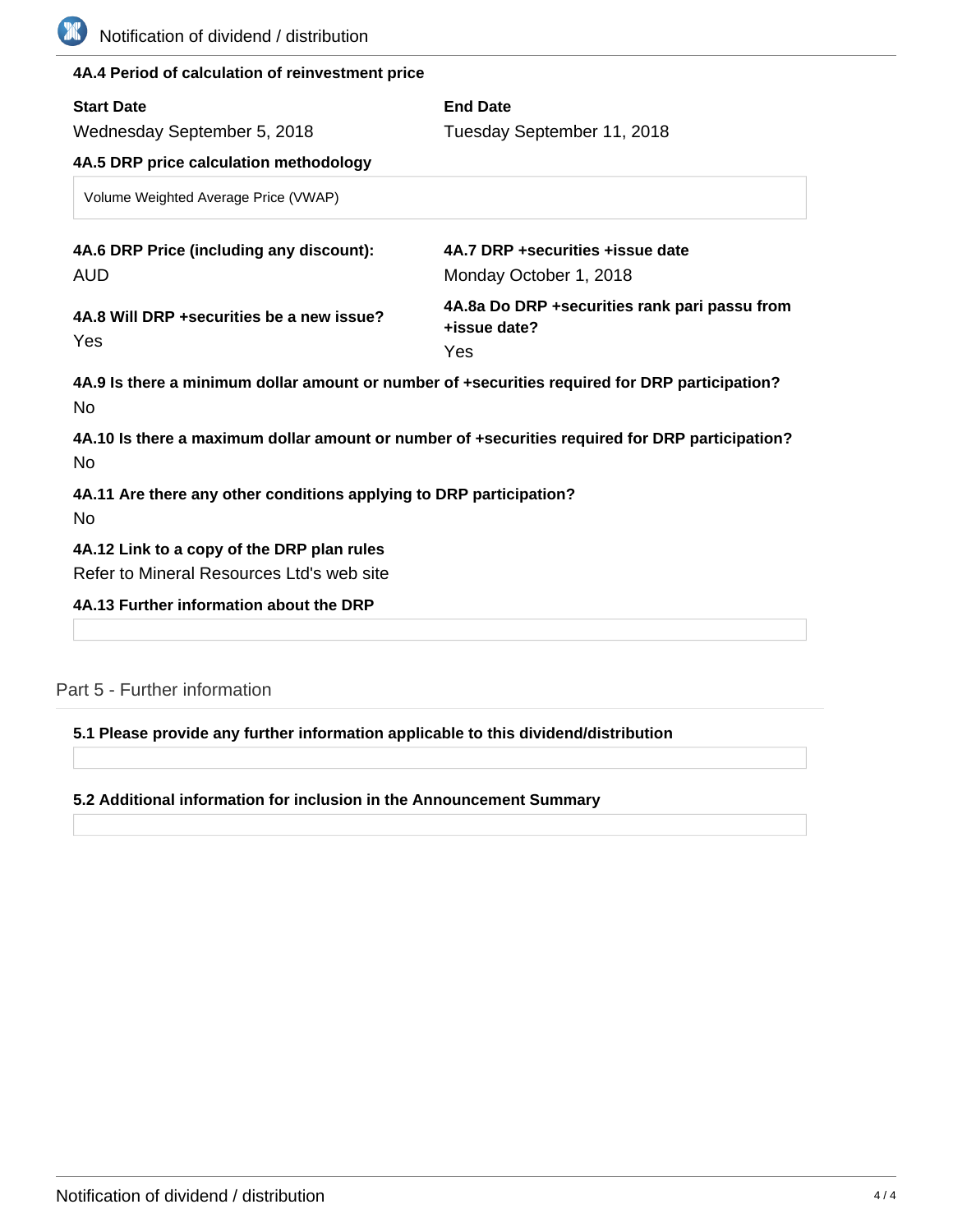**4A.4 Period of calculation of reinvestment price**

**Start Date**
Wednesday September 5, 2018

**End Date**
Tuesday September 11, 2018

**4A.5 DRP price calculation methodology**

Volume Weighted Average Price (VWAP)

**4A.6 DRP Price (including any discount):**
AUD

**4A.7 DRP +securities +issue date**
Monday October 1, 2018

**4A.8 Will DRP +securities be a new issue?**
Yes

**4A.8a Do DRP +securities rank pari passu from +issue date?**
Yes

**4A.9 Is there a minimum dollar amount or number of +securities required for DRP participation?**
No

**4A.10 Is there a maximum dollar amount or number of +securities required for DRP participation?**
No

**4A.11 Are there any other conditions applying to DRP participation?**
No

**4A.12 Link to a copy of the DRP plan rules**
Refer to Mineral Resources Ltd's web site

**4A.13 Further information about the DRP**

## Part 5 - Further information

**5.1 Please provide any further information applicable to this dividend/distribution**

**5.2 Additional information for inclusion in the Announcement Summary**